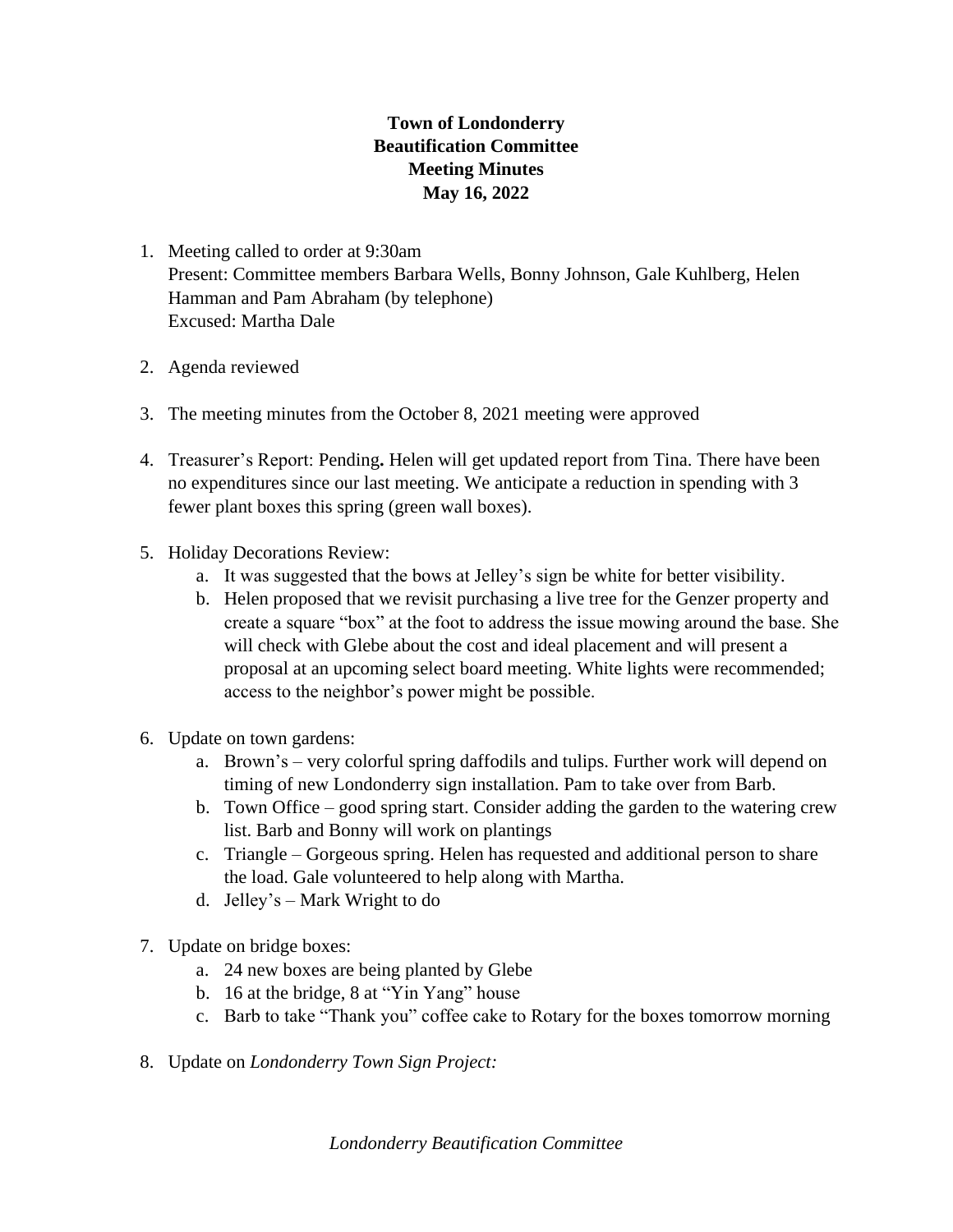# Town of Londonderry
# Beautification Committee
# Meeting Minutes
# May 16, 2022

1. Meeting called to order at 9:30am
   Present: Committee members Barbara Wells, Bonny Johnson, Gale Kuhlberg, Helen Hamman and Pam Abraham (by telephone)
   Excused: Martha Dale

2. Agenda reviewed

3. The meeting minutes from the October 8, 2021 meeting were approved

4. Treasurer's Report: Pending**.** Helen will get updated report from Tina. There have been no expenditures since our last meeting. We anticipate a reduction in spending with 3 fewer plant boxes this spring (green wall boxes).

5. Holiday Decorations Review:
   a. It was suggested that the bows at Jelley's sign be white for better visibility.
   b. Helen proposed that we revisit purchasing a live tree for the Genzer property and create a square "box" at the foot to address the issue mowing around the base. She will check with Glebe about the cost and ideal placement and will present a proposal at an upcoming select board meeting. White lights were recommended; access to the neighbor's power might be possible.

6. Update on town gardens:
   a. Brown's – very colorful spring daffodils and tulips. Further work will depend on timing of new Londonderry sign installation. Pam to take over from Barb.
   b. Town Office – good spring start. Consider adding the garden to the watering crew list. Barb and Bonny will work on plantings
   c. Triangle – Gorgeous spring. Helen has requested and additional person to share the load. Gale volunteered to help along with Martha.
   d. Jelley's – Mark Wright to do

7. Update on bridge boxes:
   a. 24 new boxes are being planted by Glebe
   b. 16 at the bridge, 8 at "Yin Yang" house
   c. Barb to take "Thank you" coffee cake to Rotary for the boxes tomorrow morning

8. Update on *Londonderry Town Sign Project:*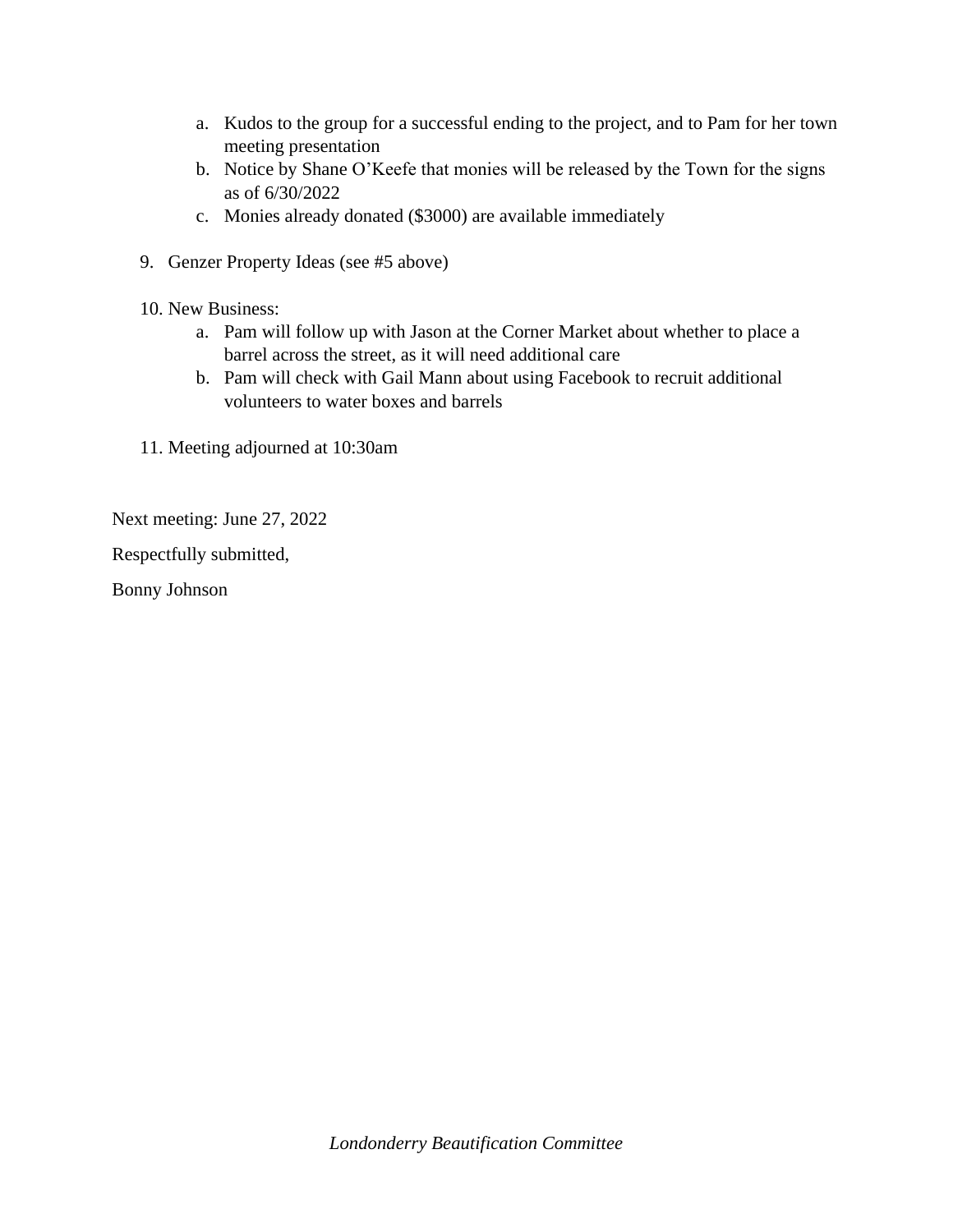a. Kudos to the group for a successful ending to the project, and to Pam for her town meeting presentation
   b. Notice by Shane O'Keefe that monies will be released by the Town for the signs as of 6/30/2022
   c. Monies already donated ($3000) are available immediately

9. Genzer Property Ideas (see #5 above)

10. New Business:
    a. Pam will follow up with Jason at the Corner Market about whether to place a barrel across the street, as it will need additional care
    b. Pam will check with Gail Mann about using Facebook to recruit additional volunteers to water boxes and barrels

11. Meeting adjourned at 10:30am

Next meeting: June 27, 2022

Respectfully submitted,

Bonny Johnson